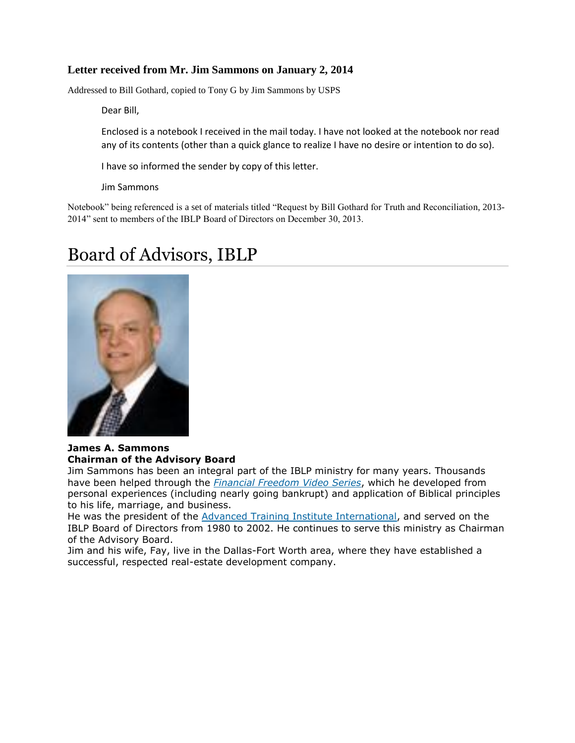### Letter received from Mr. Jim Sammons on January 2, 2014

Addressed to Bill Gothard, copied to Tony G by Jim Sammons by USPS

> Dear Bill,
>
> Enclosed is a notebook I received in the mail today. I have not looked at the notebook nor read any of its contents (other than a quick glance to realize I have no desire or intention to do so).
>
> I have so informed the sender by copy of this letter.
>
> Jim Sammons

Notebook" being referenced is a set of materials titled "Request by Bill Gothard for Truth and Reconciliation, 2013-2014" sent to members of the IBLP Board of Directors on December 30, 2013.

# Board of Advisors, IBLP

**James A. Sammons**
**Chairman of the Advisory Board**

Jim Sammons has been an integral part of the IBLP ministry for many years. Thousands have been helped through the *Financial Freedom Video Series*, which he developed from personal experiences (including nearly going bankrupt) and application of Biblical principles to his life, marriage, and business.

He was the president of the Advanced Training Institute International, and served on the IBLP Board of Directors from 1980 to 2002. He continues to serve this ministry as Chairman of the Advisory Board.

Jim and his wife, Fay, live in the Dallas-Fort Worth area, where they have established a successful, respected real-estate development company.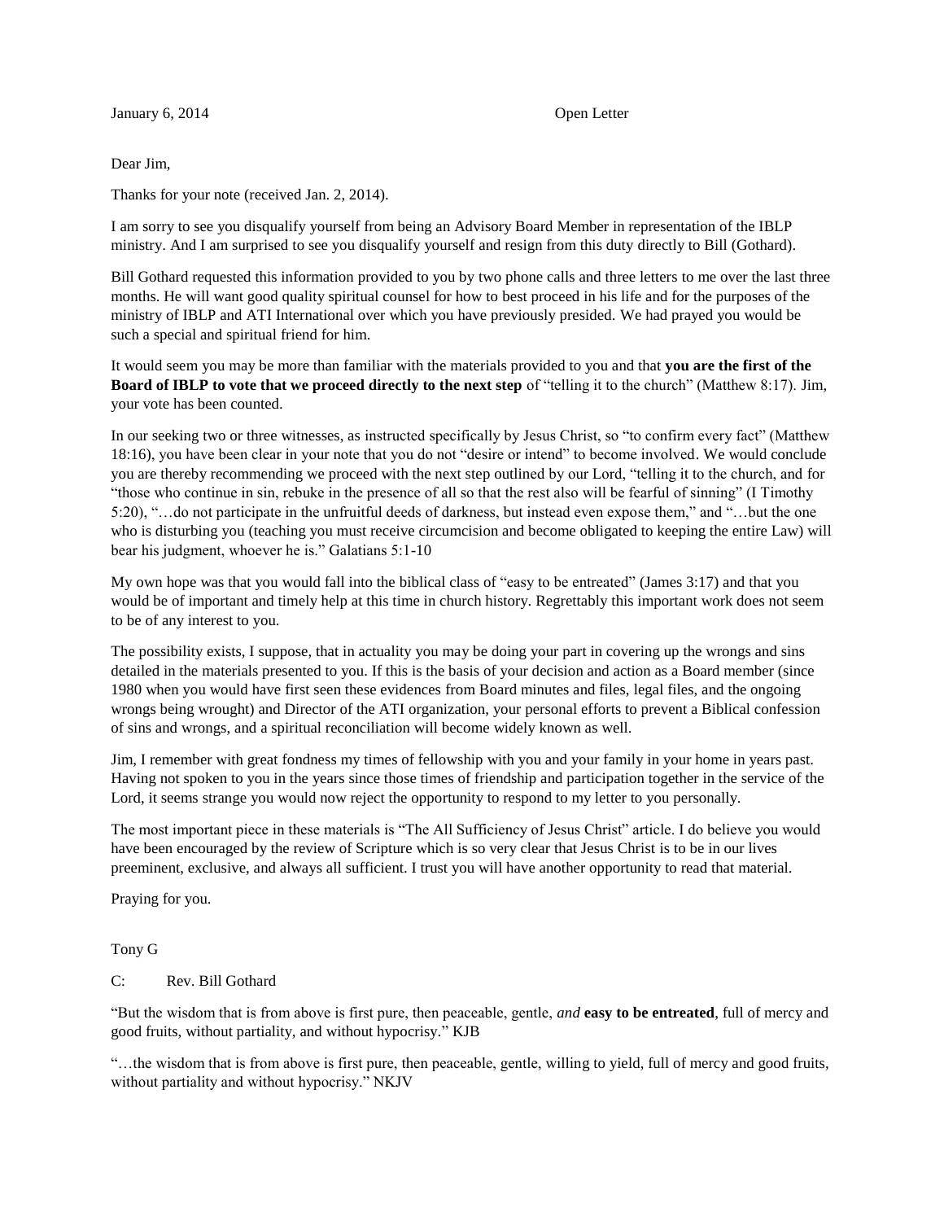January 6, 2014 Open Letter

Dear Jim,

Thanks for your note (received Jan. 2, 2014).

I am sorry to see you disqualify yourself from being an Advisory Board Member in representation of the IBLP ministry. And I am surprised to see you disqualify yourself and resign from this duty directly to Bill (Gothard).

Bill Gothard requested this information provided to you by two phone calls and three letters to me over the last three months. He will want good quality spiritual counsel for how to best proceed in his life and for the purposes of the ministry of IBLP and ATI International over which you have previously presided. We had prayed you would be such a special and spiritual friend for him.

It would seem you may be more than familiar with the materials provided to you and that **you are the first of the Board of IBLP to vote that we proceed directly to the next step** of "telling it to the church" (Matthew 8:17). Jim, your vote has been counted.

In our seeking two or three witnesses, as instructed specifically by Jesus Christ, so "to confirm every fact" (Matthew 18:16), you have been clear in your note that you do not "desire or intend" to become involved. We would conclude you are thereby recommending we proceed with the next step outlined by our Lord, "telling it to the church, and for "those who continue in sin, rebuke in the presence of all so that the rest also will be fearful of sinning" (I Timothy 5:20), "…do not participate in the unfruitful deeds of darkness, but instead even expose them," and "…but the one who is disturbing you (teaching you must receive circumcision and become obligated to keeping the entire Law) will bear his judgment, whoever he is." Galatians 5:1-10

My own hope was that you would fall into the biblical class of "easy to be entreated" (James 3:17) and that you would be of important and timely help at this time in church history. Regrettably this important work does not seem to be of any interest to you.

The possibility exists, I suppose, that in actuality you may be doing your part in covering up the wrongs and sins detailed in the materials presented to you. If this is the basis of your decision and action as a Board member (since 1980 when you would have first seen these evidences from Board minutes and files, legal files, and the ongoing wrongs being wrought) and Director of the ATI organization, your personal efforts to prevent a Biblical confession of sins and wrongs, and a spiritual reconciliation will become widely known as well.

Jim, I remember with great fondness my times of fellowship with you and your family in your home in years past. Having not spoken to you in the years since those times of friendship and participation together in the service of the Lord, it seems strange you would now reject the opportunity to respond to my letter to you personally.

The most important piece in these materials is "The All Sufficiency of Jesus Christ" article. I do believe you would have been encouraged by the review of Scripture which is so very clear that Jesus Christ is to be in our lives preeminent, exclusive, and always all sufficient. I trust you will have another opportunity to read that material.

Praying for you.

Tony G

C: Rev. Bill Gothard

"But the wisdom that is from above is first pure, then peaceable, gentle, *and* **easy to be entreated**, full of mercy and good fruits, without partiality, and without hypocrisy." KJB

"…the wisdom that is from above is first pure, then peaceable, gentle, willing to yield, full of mercy and good fruits, without partiality and without hypocrisy." NKJV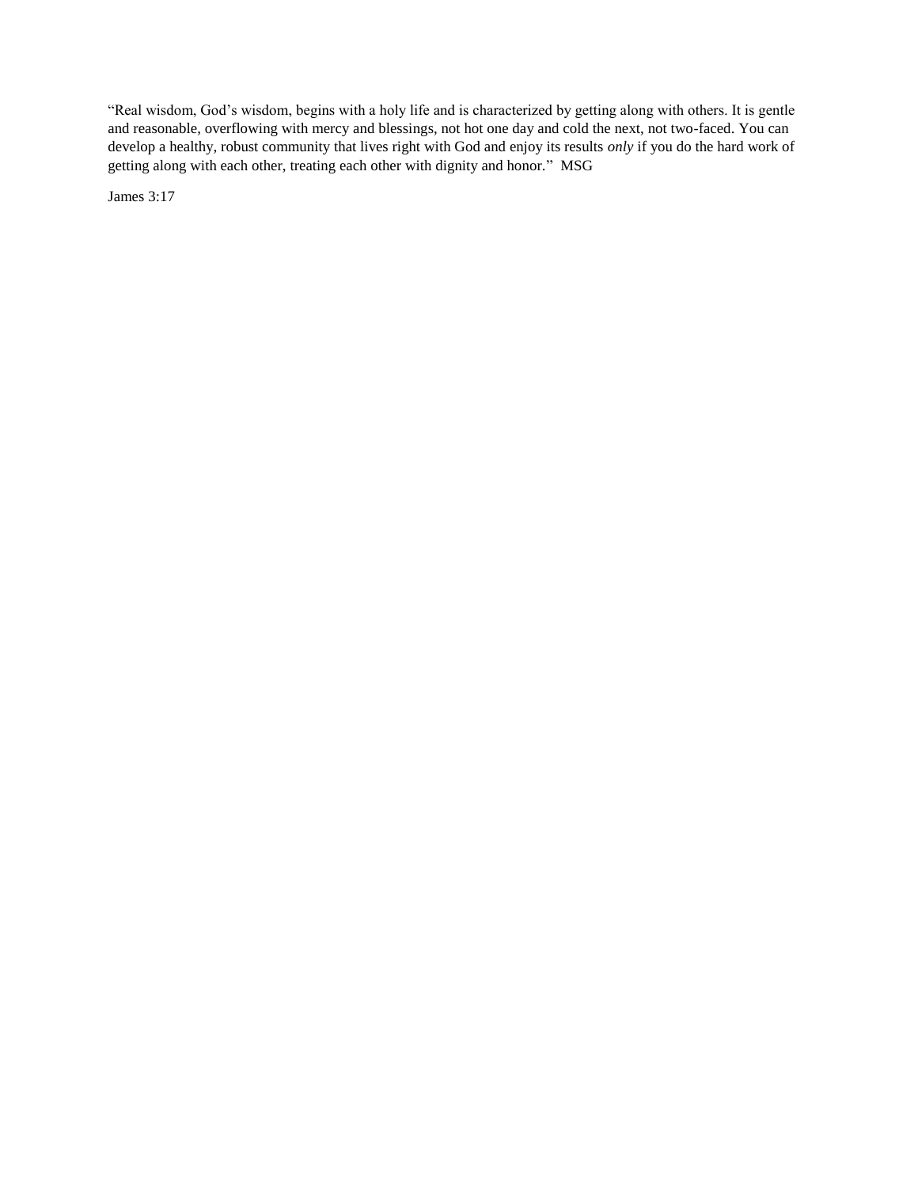"Real wisdom, God's wisdom, begins with a holy life and is characterized by getting along with others. It is gentle and reasonable, overflowing with mercy and blessings, not hot one day and cold the next, not two-faced. You can develop a healthy, robust community that lives right with God and enjoy its results *only* if you do the hard work of getting along with each other, treating each other with dignity and honor." MSG

James 3:17